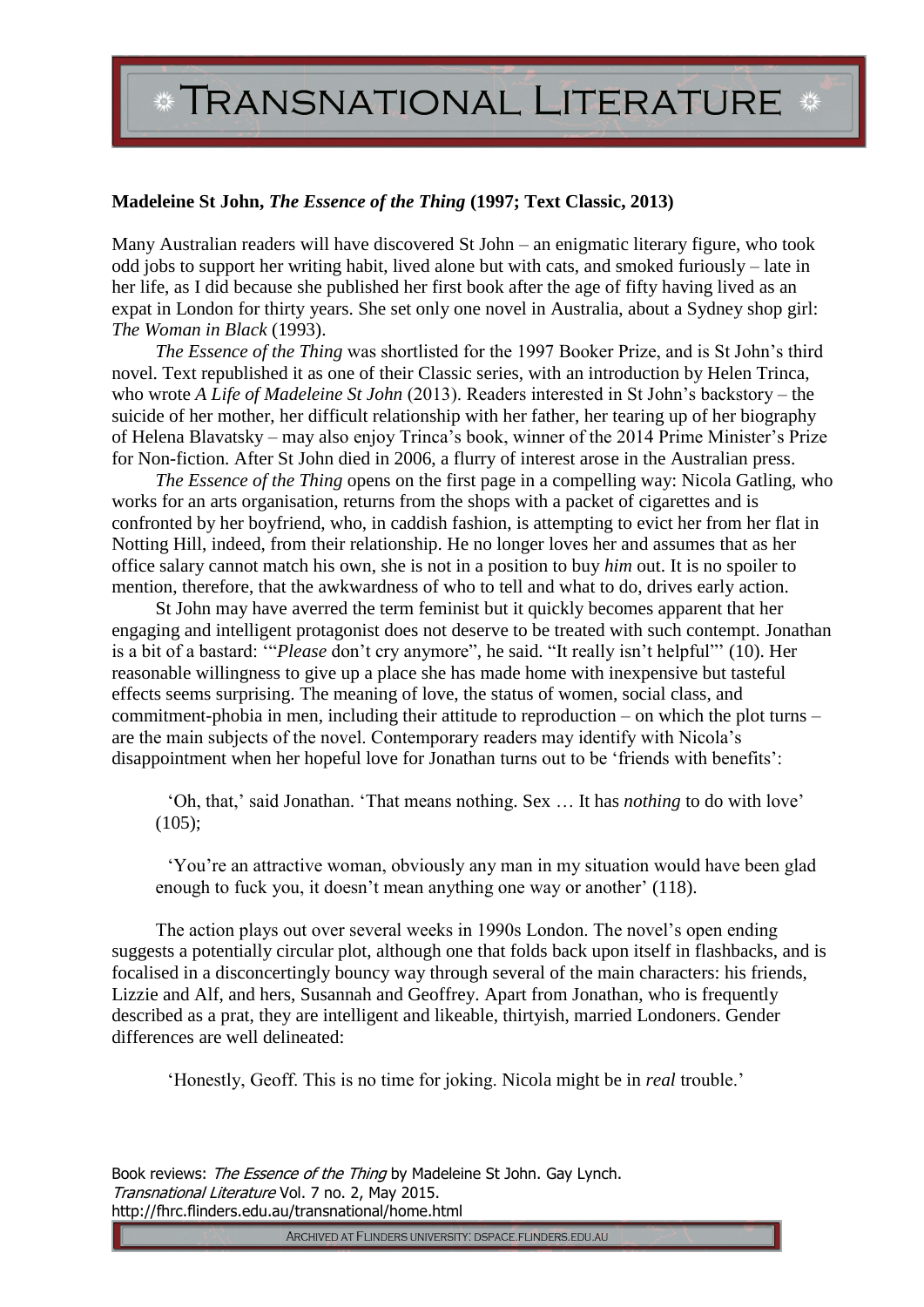**Madeleine St John, *The Essence of the Thing* (1997; Text Classic, 2013)**

Many Australian readers will have discovered St John – an enigmatic literary figure, who took odd jobs to support her writing habit, lived alone but with cats, and smoked furiously – late in her life, as I did because she published her first book after the age of fifty having lived as an expat in London for thirty years. She set only one novel in Australia, about a Sydney shop girl: *The Woman in Black* (1993).

*The Essence of the Thing* was shortlisted for the 1997 Booker Prize, and is St John's third novel. Text republished it as one of their Classic series, with an introduction by Helen Trinca, who wrote *A Life of Madeleine St John* (2013). Readers interested in St John's backstory – the suicide of her mother, her difficult relationship with her father, her tearing up of her biography of Helena Blavatsky – may also enjoy Trinca's book, winner of the 2014 Prime Minister's Prize for Non-fiction. After St John died in 2006, a flurry of interest arose in the Australian press.

*The Essence of the Thing* opens on the first page in a compelling way: Nicola Gatling, who works for an arts organisation, returns from the shops with a packet of cigarettes and is confronted by her boyfriend, who, in caddish fashion, is attempting to evict her from her flat in Notting Hill, indeed, from their relationship. He no longer loves her and assumes that as her office salary cannot match his own, she is not in a position to buy *him* out. It is no spoiler to mention, therefore, that the awkwardness of who to tell and what to do, drives early action.

St John may have averred the term feminist but it quickly becomes apparent that her engaging and intelligent protagonist does not deserve to be treated with such contempt. Jonathan is a bit of a bastard: '"*Please* don't cry anymore", he said. "It really isn't helpful"' (10). Her reasonable willingness to give up a place she has made home with inexpensive but tasteful effects seems surprising. The meaning of love, the status of women, social class, and commitment-phobia in men, including their attitude to reproduction – on which the plot turns – are the main subjects of the novel. Contemporary readers may identify with Nicola's disappointment when her hopeful love for Jonathan turns out to be 'friends with benefits':

> 'Oh, that,' said Jonathan. 'That means nothing. Sex … It has *nothing* to do with love' (105);

> 'You're an attractive woman, obviously any man in my situation would have been glad enough to fuck you, it doesn't mean anything one way or another' (118).

The action plays out over several weeks in 1990s London. The novel's open ending suggests a potentially circular plot, although one that folds back upon itself in flashbacks, and is focalised in a disconcertingly bouncy way through several of the main characters: his friends, Lizzie and Alf, and hers, Susannah and Geoffrey. Apart from Jonathan, who is frequently described as a prat, they are intelligent and likeable, thirtyish, married Londoners. Gender differences are well delineated:

> 'Honestly, Geoff. This is no time for joking. Nicola might be in *real* trouble.'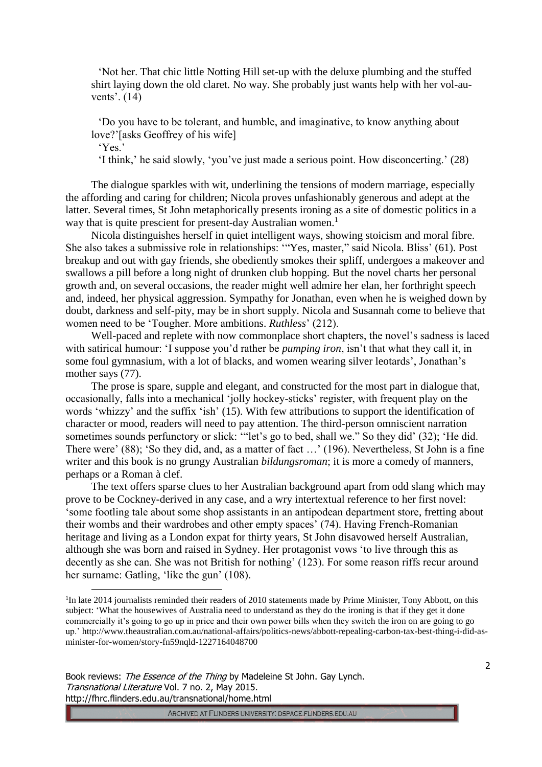'Not her. That chic little Notting Hill set-up with the deluxe plumbing and the stuffed shirt laying down the old claret. No way. She probably just wants help with her vol-au-vents'. (14)

'Do you have to be tolerant, and humble, and imaginative, to know anything about love?'[asks Geoffrey of his wife]

'Yes.'

'I think,' he said slowly, 'you've just made a serious point. How disconcerting.' (28)

The dialogue sparkles with wit, underlining the tensions of modern marriage, especially the affording and caring for children; Nicola proves unfashionably generous and adept at the latter. Several times, St John metaphorically presents ironing as a site of domestic politics in a way that is quite prescient for present-day Australian women.[1]

Nicola distinguishes herself in quiet intelligent ways, showing stoicism and moral fibre. She also takes a submissive role in relationships: '"Yes, master," said Nicola. Bliss' (61). Post breakup and out with gay friends, she obediently smokes their spliff, undergoes a makeover and swallows a pill before a long night of drunken club hopping. But the novel charts her personal growth and, on several occasions, the reader might well admire her elan, her forthright speech and, indeed, her physical aggression. Sympathy for Jonathan, even when he is weighed down by doubt, darkness and self-pity, may be in short supply. Nicola and Susannah come to believe that women need to be 'Tougher. More ambitions. *Ruthless*' (212).

Well-paced and replete with now commonplace short chapters, the novel's sadness is laced with satirical humour: 'I suppose you'd rather be *pumping iron*, isn't that what they call it, in some foul gymnasium, with a lot of blacks, and women wearing silver leotards', Jonathan's mother says (77).

The prose is spare, supple and elegant, and constructed for the most part in dialogue that, occasionally, falls into a mechanical 'jolly hockey-sticks' register, with frequent play on the words 'whizzy' and the suffix 'ish' (15). With few attributions to support the identification of character or mood, readers will need to pay attention. The third-person omniscient narration sometimes sounds perfunctory or slick: '"let's go to bed, shall we." So they did' (32); 'He did. There were' (88); 'So they did, and, as a matter of fact …' (196). Nevertheless, St John is a fine writer and this book is no grungy Australian *bildungsroman*; it is more a comedy of manners, perhaps or a Roman à clef.

The text offers sparse clues to her Australian background apart from odd slang which may prove to be Cockney-derived in any case, and a wry intertextual reference to her first novel: 'some footling tale about some shop assistants in an antipodean department store, fretting about their wombs and their wardrobes and other empty spaces' (74). Having French-Romanian heritage and living as a London expat for thirty years, St John disavowed herself Australian, although she was born and raised in Sydney. Her protagonist vows 'to live through this as decently as she can. She was not British for nothing' (123). For some reason riffs recur around her surname: Gatling, 'like the gun' (108).

---

[1] In late 2014 journalists reminded their readers of 2010 statements made by Prime Minister, Tony Abbott, on this subject: 'What the housewives of Australia need to understand as they do the ironing is that if they get it done commercially it's going to go up in price and their own power bills when they switch the iron on are going to go up.' http://www.theaustralian.com.au/national-affairs/politics-news/abbott-repealing-carbon-tax-best-thing-i-did-as-minister-for-women/story-fn59nqld-1227164048700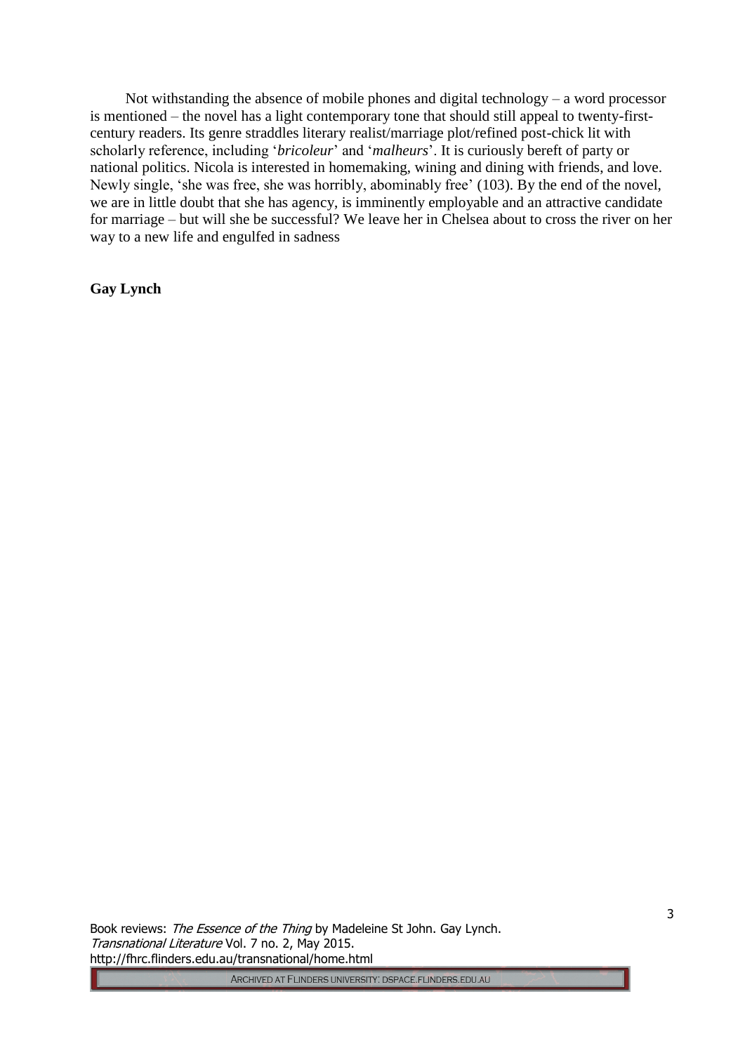Not withstanding the absence of mobile phones and digital technology – a word processor is mentioned – the novel has a light contemporary tone that should still appeal to twenty-first-century readers. Its genre straddles literary realist/marriage plot/refined post-chick lit with scholarly reference, including '*bricoleur*' and '*malheurs*'. It is curiously bereft of party or national politics. Nicola is interested in homemaking, wining and dining with friends, and love. Newly single, 'she was free, she was horribly, abominably free' (103). By the end of the novel, we are in little doubt that she has agency, is imminently employable and an attractive candidate for marriage – but will she be successful? We leave her in Chelsea about to cross the river on her way to a new life and engulfed in sadness

**Gay Lynch**